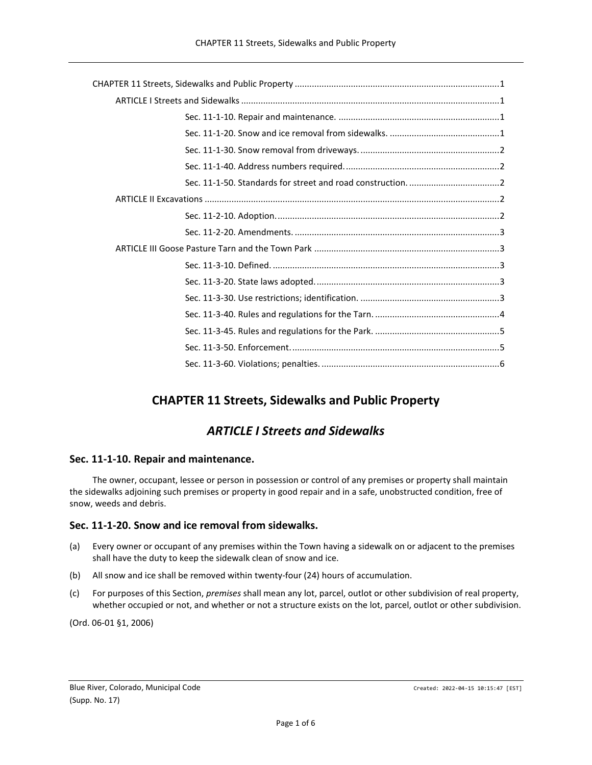CHAPTER 11 Streets, Sidewalks and Public Property ..................................................................................1

ARTICLE I Streets and Sidewalks ........................................................................................................1

Sec. 11-1-10. Repair and maintenance. .................................................................1

Sec. 11-1-20. Snow and ice removal from sidewalks. ............................................1

Sec. 11-1-30. Snow removal from driveways. ........................................................2

Sec. 11-1-40. Address numbers required. ..............................................................2

Sec. 11-1-50. Standards for street and road construction. ....................................2

ARTICLE II Excavations .......................................................................................................................2

Sec. 11-2-10. Adoption. ..........................................................................................2

Sec. 11-2-20. Amendments. ...................................................................................3

ARTICLE III Goose Pasture Tarn and the Town Park ..........................................................................3

Sec. 11-3-10. Defined. ............................................................................................3

Sec. 11-3-20. State laws adopted. ..........................................................................3

Sec. 11-3-30. Use restrictions; identification. .........................................................3

Sec. 11-3-40. Rules and regulations for the Tarn. ..................................................4

Sec. 11-3-45. Rules and regulations for the Park. ..................................................5

Sec. 11-3-50. Enforcement. ....................................................................................5

Sec. 11-3-60. Violations; penalties. ........................................................................6

# CHAPTER 11 Streets, Sidewalks and Public Property

## *ARTICLE I Streets and Sidewalks*

### Sec. 11-1-10. Repair and maintenance.

The owner, occupant, lessee or person in possession or control of any premises or property shall maintain the sidewalks adjoining such premises or property in good repair and in a safe, unobstructed condition, free of snow, weeds and debris.

### Sec. 11-1-20. Snow and ice removal from sidewalks.

(a) Every owner or occupant of any premises within the Town having a sidewalk on or adjacent to the premises shall have the duty to keep the sidewalk clean of snow and ice.

(b) All snow and ice shall be removed within twenty-four (24) hours of accumulation.

(c) For purposes of this Section, *premises* shall mean any lot, parcel, outlot or other subdivision of real property, whether occupied or not, and whether or not a structure exists on the lot, parcel, outlot or other subdivision.

(Ord. 06-01 §1, 2006)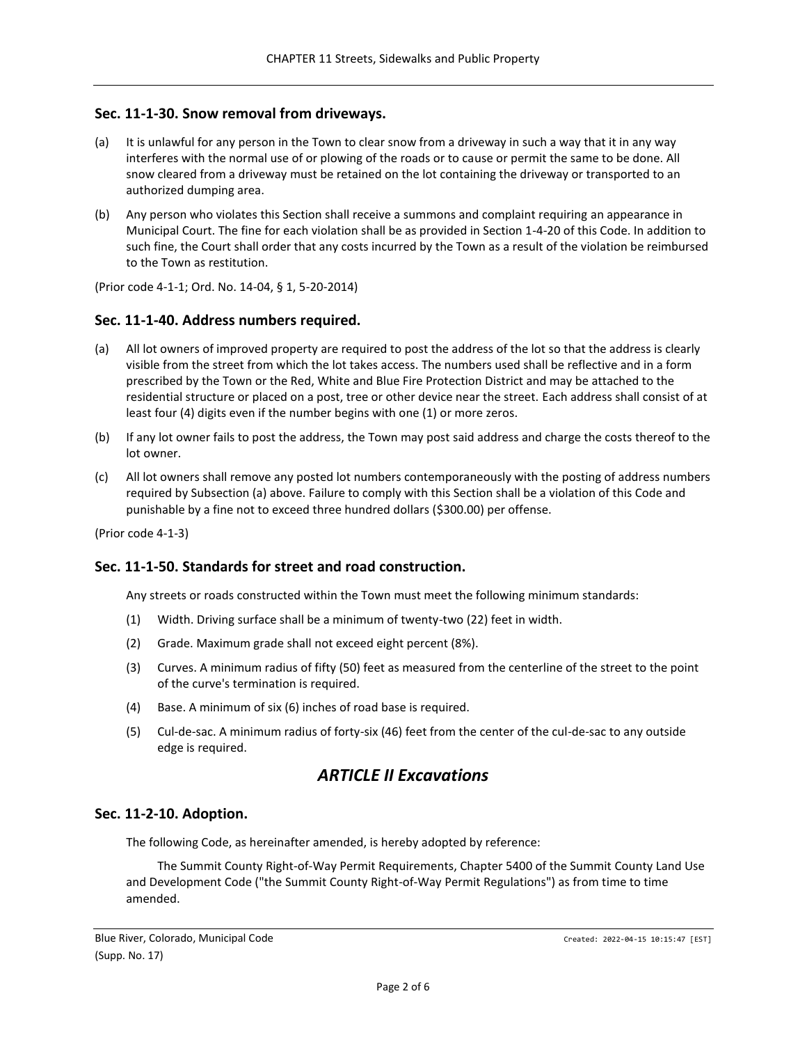## Sec. 11-1-30. Snow removal from driveways.

(a) It is unlawful for any person in the Town to clear snow from a driveway in such a way that it in any way interferes with the normal use of or plowing of the roads or to cause or permit the same to be done. All snow cleared from a driveway must be retained on the lot containing the driveway or transported to an authorized dumping area.

(b) Any person who violates this Section shall receive a summons and complaint requiring an appearance in Municipal Court. The fine for each violation shall be as provided in Section 1-4-20 of this Code. In addition to such fine, the Court shall order that any costs incurred by the Town as a result of the violation be reimbursed to the Town as restitution.

(Prior code 4-1-1; Ord. No. 14-04, § 1, 5-20-2014)

## Sec. 11-1-40. Address numbers required.

(a) All lot owners of improved property are required to post the address of the lot so that the address is clearly visible from the street from which the lot takes access. The numbers used shall be reflective and in a form prescribed by the Town or the Red, White and Blue Fire Protection District and may be attached to the residential structure or placed on a post, tree or other device near the street. Each address shall consist of at least four (4) digits even if the number begins with one (1) or more zeros.

(b) If any lot owner fails to post the address, the Town may post said address and charge the costs thereof to the lot owner.

(c) All lot owners shall remove any posted lot numbers contemporaneously with the posting of address numbers required by Subsection (a) above. Failure to comply with this Section shall be a violation of this Code and punishable by a fine not to exceed three hundred dollars ($300.00) per offense.

(Prior code 4-1-3)

## Sec. 11-1-50. Standards for street and road construction.

Any streets or roads constructed within the Town must meet the following minimum standards:

(1) Width. Driving surface shall be a minimum of twenty-two (22) feet in width.

(2) Grade. Maximum grade shall not exceed eight percent (8%).

(3) Curves. A minimum radius of fifty (50) feet as measured from the centerline of the street to the point of the curve's termination is required.

(4) Base. A minimum of six (6) inches of road base is required.

(5) Cul-de-sac. A minimum radius of forty-six (46) feet from the center of the cul-de-sac to any outside edge is required.

# *ARTICLE II Excavations*

## Sec. 11-2-10. Adoption.

The following Code, as hereinafter amended, is hereby adopted by reference:

The Summit County Right-of-Way Permit Requirements, Chapter 5400 of the Summit County Land Use and Development Code ("the Summit County Right-of-Way Permit Regulations") as from time to time amended.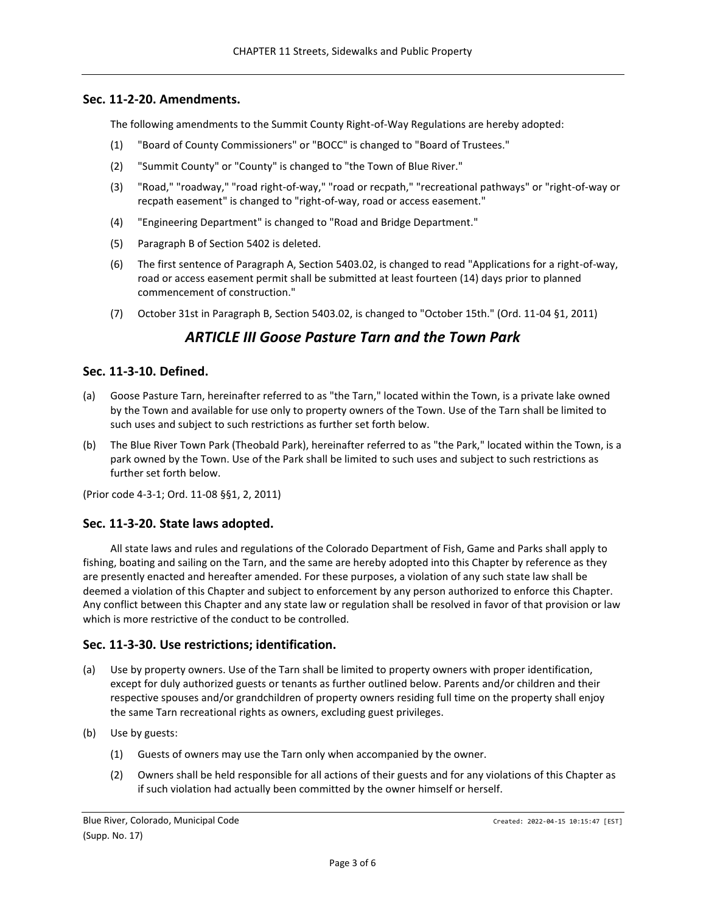### Sec. 11-2-20. Amendments.

The following amendments to the Summit County Right-of-Way Regulations are hereby adopted:

(1) "Board of County Commissioners" or "BOCC" is changed to "Board of Trustees."

(2) "Summit County" or "County" is changed to "the Town of Blue River."

(3) "Road," "roadway," "road right-of-way," "road or recpath," "recreational pathways" or "right-of-way or recpath easement" is changed to "right-of-way, road or access easement."

(4) "Engineering Department" is changed to "Road and Bridge Department."

(5) Paragraph B of Section 5402 is deleted.

(6) The first sentence of Paragraph A, Section 5403.02, is changed to read "Applications for a right-of-way, road or access easement permit shall be submitted at least fourteen (14) days prior to planned commencement of construction."

(7) October 31st in Paragraph B, Section 5403.02, is changed to "October 15th." (Ord. 11-04 §1, 2011)

## *ARTICLE III Goose Pasture Tarn and the Town Park*

### Sec. 11-3-10. Defined.

(a) Goose Pasture Tarn, hereinafter referred to as "the Tarn," located within the Town, is a private lake owned by the Town and available for use only to property owners of the Town. Use of the Tarn shall be limited to such uses and subject to such restrictions as further set forth below.

(b) The Blue River Town Park (Theobald Park), hereinafter referred to as "the Park," located within the Town, is a park owned by the Town. Use of the Park shall be limited to such uses and subject to such restrictions as further set forth below.

(Prior code 4-3-1; Ord. 11-08 §§1, 2, 2011)

### Sec. 11-3-20. State laws adopted.

All state laws and rules and regulations of the Colorado Department of Fish, Game and Parks shall apply to fishing, boating and sailing on the Tarn, and the same are hereby adopted into this Chapter by reference as they are presently enacted and hereafter amended. For these purposes, a violation of any such state law shall be deemed a violation of this Chapter and subject to enforcement by any person authorized to enforce this Chapter. Any conflict between this Chapter and any state law or regulation shall be resolved in favor of that provision or law which is more restrictive of the conduct to be controlled.

### Sec. 11-3-30. Use restrictions; identification.

(a) Use by property owners. Use of the Tarn shall be limited to property owners with proper identification, except for duly authorized guests or tenants as further outlined below. Parents and/or children and their respective spouses and/or grandchildren of property owners residing full time on the property shall enjoy the same Tarn recreational rights as owners, excluding guest privileges.

(b) Use by guests:

(1) Guests of owners may use the Tarn only when accompanied by the owner.

(2) Owners shall be held responsible for all actions of their guests and for any violations of this Chapter as if such violation had actually been committed by the owner himself or herself.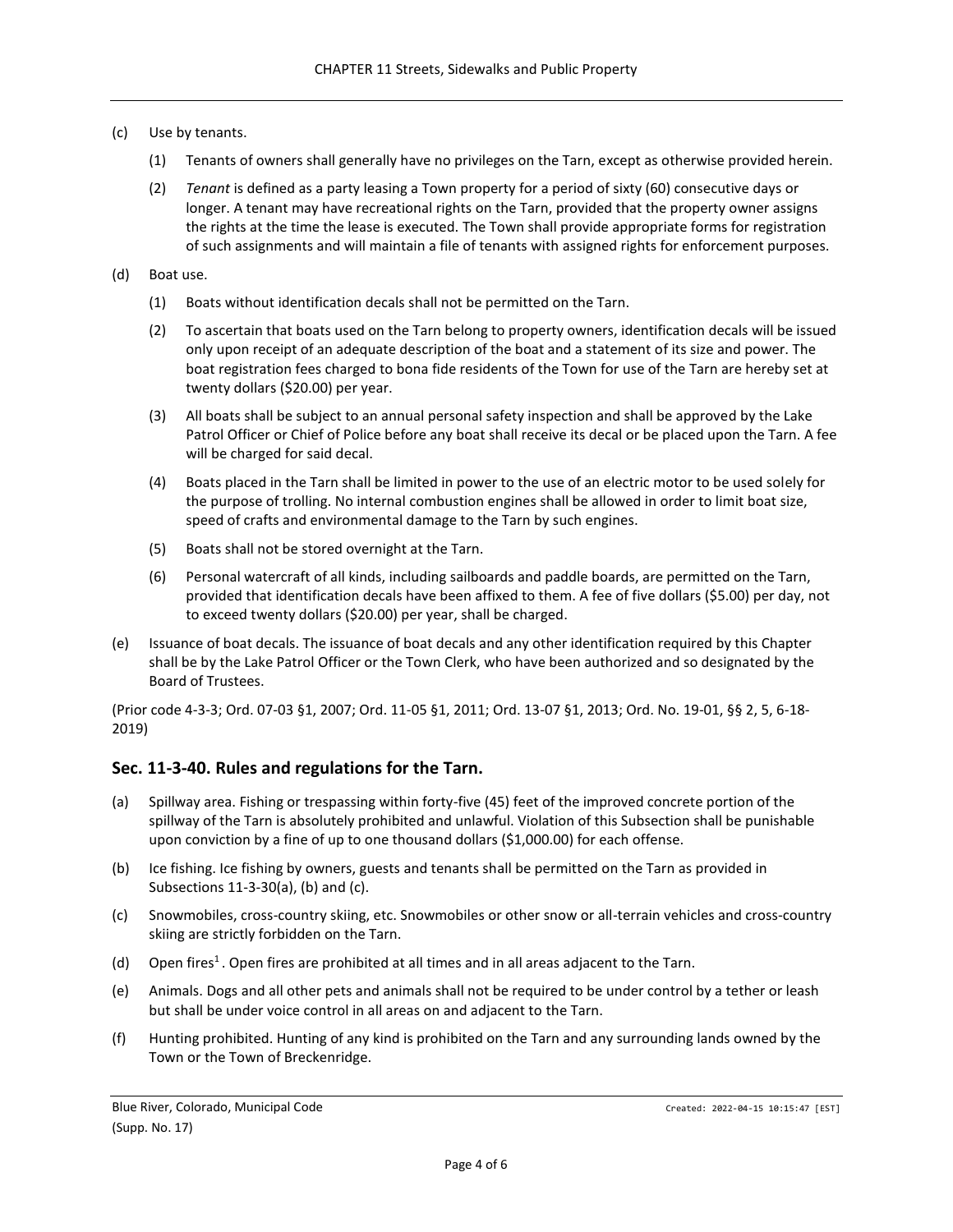(c) Use by tenants.

(1) Tenants of owners shall generally have no privileges on the Tarn, except as otherwise provided herein.

(2) *Tenant* is defined as a party leasing a Town property for a period of sixty (60) consecutive days or longer. A tenant may have recreational rights on the Tarn, provided that the property owner assigns the rights at the time the lease is executed. The Town shall provide appropriate forms for registration of such assignments and will maintain a file of tenants with assigned rights for enforcement purposes.

(d) Boat use.

(1) Boats without identification decals shall not be permitted on the Tarn.

(2) To ascertain that boats used on the Tarn belong to property owners, identification decals will be issued only upon receipt of an adequate description of the boat and a statement of its size and power. The boat registration fees charged to bona fide residents of the Town for use of the Tarn are hereby set at twenty dollars ($20.00) per year.

(3) All boats shall be subject to an annual personal safety inspection and shall be approved by the Lake Patrol Officer or Chief of Police before any boat shall receive its decal or be placed upon the Tarn. A fee will be charged for said decal.

(4) Boats placed in the Tarn shall be limited in power to the use of an electric motor to be used solely for the purpose of trolling. No internal combustion engines shall be allowed in order to limit boat size, speed of crafts and environmental damage to the Tarn by such engines.

(5) Boats shall not be stored overnight at the Tarn.

(6) Personal watercraft of all kinds, including sailboards and paddle boards, are permitted on the Tarn, provided that identification decals have been affixed to them. A fee of five dollars ($5.00) per day, not to exceed twenty dollars ($20.00) per year, shall be charged.

(e) Issuance of boat decals. The issuance of boat decals and any other identification required by this Chapter shall be by the Lake Patrol Officer or the Town Clerk, who have been authorized and so designated by the Board of Trustees.

(Prior code 4-3-3; Ord. 07-03 §1, 2007; Ord. 11-05 §1, 2011; Ord. 13-07 §1, 2013; Ord. No. 19-01, §§ 2, 5, 6-18-2019)

## Sec. 11-3-40. Rules and regulations for the Tarn.

(a) Spillway area. Fishing or trespassing within forty-five (45) feet of the improved concrete portion of the spillway of the Tarn is absolutely prohibited and unlawful. Violation of this Subsection shall be punishable upon conviction by a fine of up to one thousand dollars ($1,000.00) for each offense.

(b) Ice fishing. Ice fishing by owners, guests and tenants shall be permitted on the Tarn as provided in Subsections 11-3-30(a), (b) and (c).

(c) Snowmobiles, cross-country skiing, etc. Snowmobiles or other snow or all-terrain vehicles and cross-country skiing are strictly forbidden on the Tarn.

(d) Open fires[1]. Open fires are prohibited at all times and in all areas adjacent to the Tarn.

(e) Animals. Dogs and all other pets and animals shall not be required to be under control by a tether or leash but shall be under voice control in all areas on and adjacent to the Tarn.

(f) Hunting prohibited. Hunting of any kind is prohibited on the Tarn and any surrounding lands owned by the Town or the Town of Breckenridge.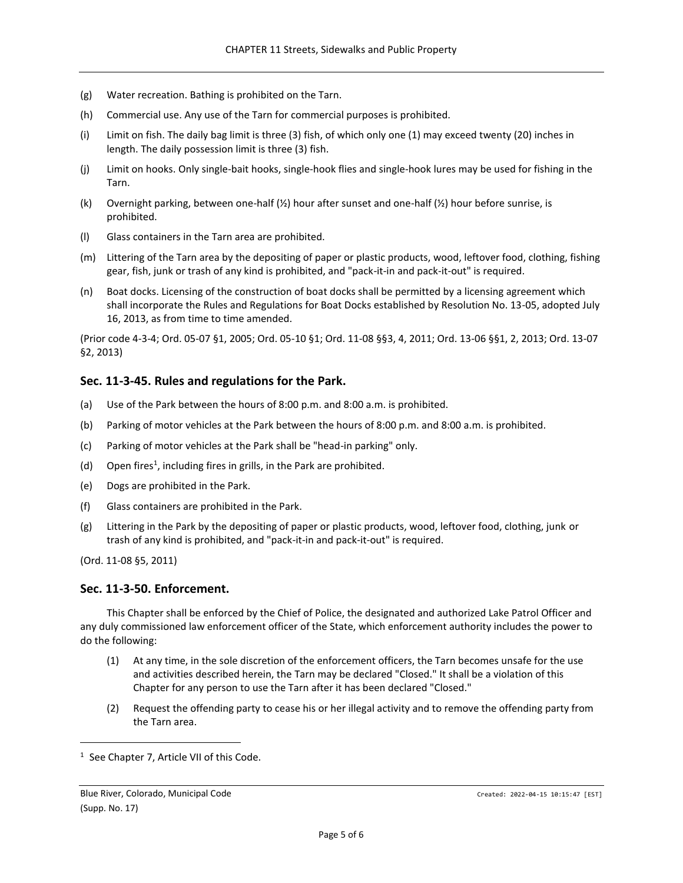(g) Water recreation. Bathing is prohibited on the Tarn.

(h) Commercial use. Any use of the Tarn for commercial purposes is prohibited.

(i) Limit on fish. The daily bag limit is three (3) fish, of which only one (1) may exceed twenty (20) inches in length. The daily possession limit is three (3) fish.

(j) Limit on hooks. Only single-bait hooks, single-hook flies and single-hook lures may be used for fishing in the Tarn.

(k) Overnight parking, between one-half (½) hour after sunset and one-half (½) hour before sunrise, is prohibited.

(l) Glass containers in the Tarn area are prohibited.

(m) Littering of the Tarn area by the depositing of paper or plastic products, wood, leftover food, clothing, fishing gear, fish, junk or trash of any kind is prohibited, and "pack-it-in and pack-it-out" is required.

(n) Boat docks. Licensing of the construction of boat docks shall be permitted by a licensing agreement which shall incorporate the Rules and Regulations for Boat Docks established by Resolution No. 13-05, adopted July 16, 2013, as from time to time amended.

(Prior code 4-3-4; Ord. 05-07 §1, 2005; Ord. 05-10 §1; Ord. 11-08 §§3, 4, 2011; Ord. 13-06 §§1, 2, 2013; Ord. 13-07 §2, 2013)

## Sec. 11-3-45. Rules and regulations for the Park.

(a) Use of the Park between the hours of 8:00 p.m. and 8:00 a.m. is prohibited.

(b) Parking of motor vehicles at the Park between the hours of 8:00 p.m. and 8:00 a.m. is prohibited.

(c) Parking of motor vehicles at the Park shall be "head-in parking" only.

(d) Open fires[1], including fires in grills, in the Park are prohibited.

(e) Dogs are prohibited in the Park.

(f) Glass containers are prohibited in the Park.

(g) Littering in the Park by the depositing of paper or plastic products, wood, leftover food, clothing, junk or trash of any kind is prohibited, and "pack-it-in and pack-it-out" is required.

(Ord. 11-08 §5, 2011)

## Sec. 11-3-50. Enforcement.

This Chapter shall be enforced by the Chief of Police, the designated and authorized Lake Patrol Officer and any duly commissioned law enforcement officer of the State, which enforcement authority includes the power to do the following:

(1) At any time, in the sole discretion of the enforcement officers, the Tarn becomes unsafe for the use and activities described herein, the Tarn may be declared "Closed." It shall be a violation of this Chapter for any person to use the Tarn after it has been declared "Closed."

(2) Request the offending party to cease his or her illegal activity and to remove the offending party from the Tarn area.

---

[1] See Chapter 7, Article VII of this Code.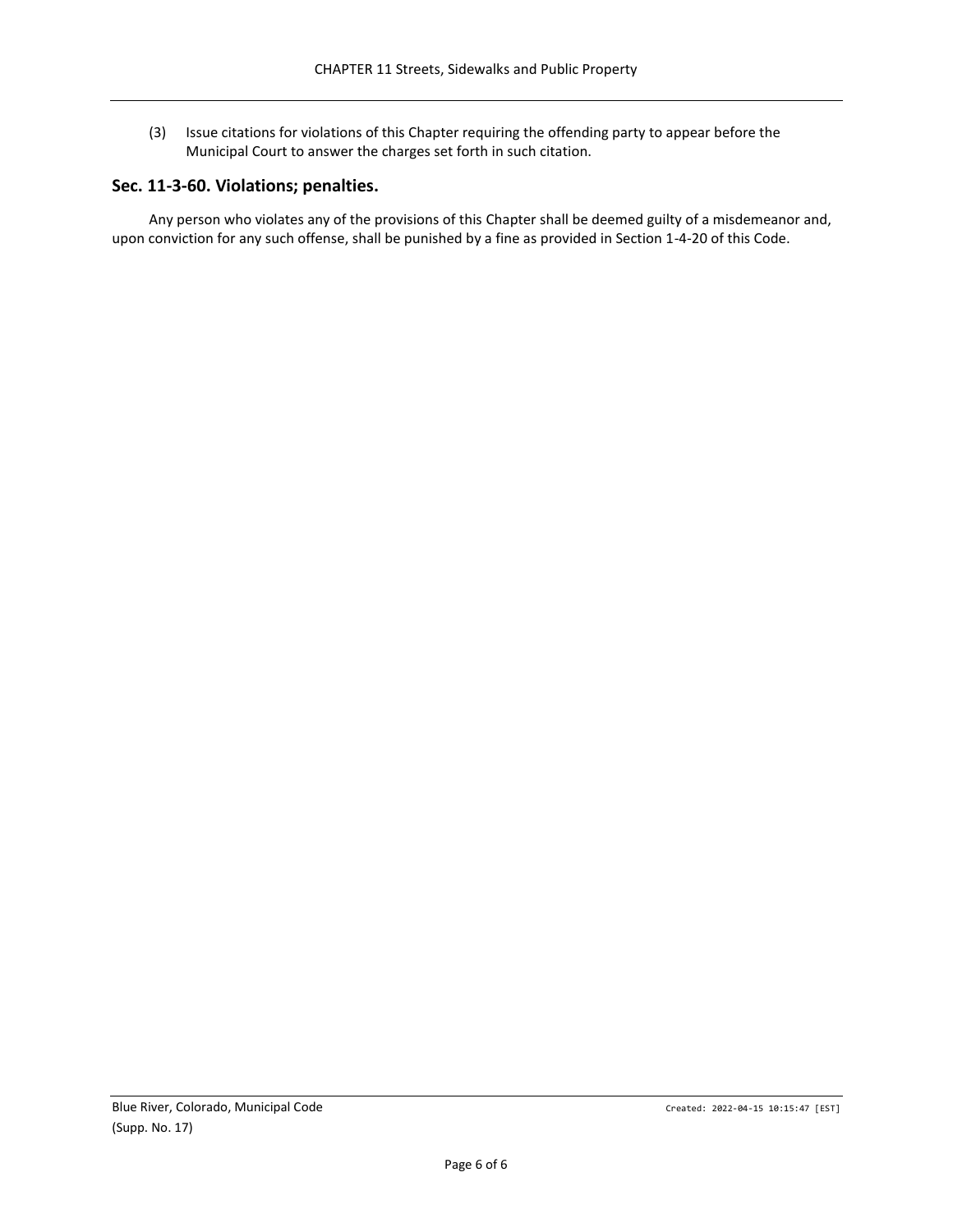(3) Issue citations for violations of this Chapter requiring the offending party to appear before the Municipal Court to answer the charges set forth in such citation.

## Sec. 11-3-60. Violations; penalties.

Any person who violates any of the provisions of this Chapter shall be deemed guilty of a misdemeanor and, upon conviction for any such offense, shall be punished by a fine as provided in Section 1-4-20 of this Code.